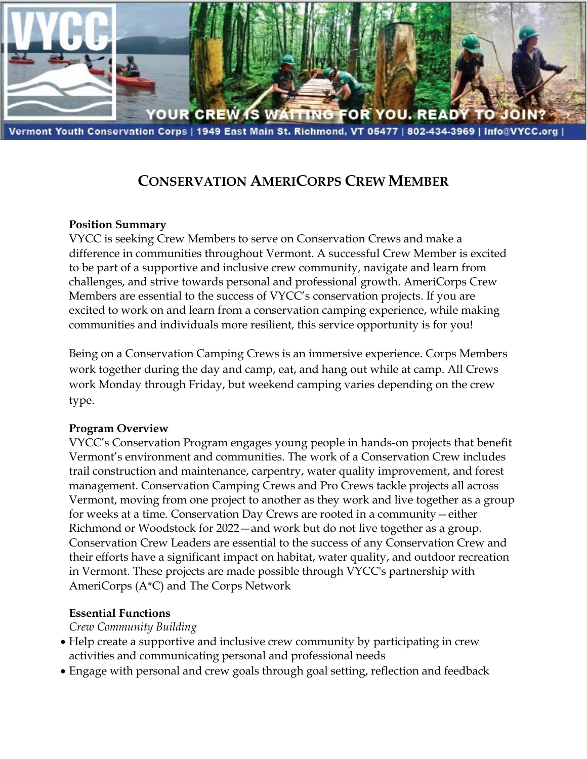Vermont Youth Conservation Corps | 1949 East Main St. Richmond, VT 05477 | 802-434-3969 | Info@VYCC.org |

# CONSERVATION AMERICORPS CREW MEMBER

**Position Summary**

VYCC is seeking Crew Members to serve on Conservation Crews and make a difference in communities throughout Vermont. A successful Crew Member is excited to be part of a supportive and inclusive crew community, navigate and learn from challenges, and strive towards personal and professional growth. AmeriCorps Crew Members are essential to the success of VYCC's conservation projects. If you are excited to work on and learn from a conservation camping experience, while making communities and individuals more resilient, this service opportunity is for you!

Being on a Conservation Camping Crews is an immersive experience. Corps Members work together during the day and camp, eat, and hang out while at camp. All Crews work Monday through Friday, but weekend camping varies depending on the crew type.

**Program Overview**

VYCC's Conservation Program engages young people in hands-on projects that benefit Vermont's environment and communities. The work of a Conservation Crew includes trail construction and maintenance, carpentry, water quality improvement, and forest management. Conservation Camping Crews and Pro Crews tackle projects all across Vermont, moving from one project to another as they work and live together as a group for weeks at a time. Conservation Day Crews are rooted in a community—either Richmond or Woodstock for 2022—and work but do not live together as a group. Conservation Crew Leaders are essential to the success of any Conservation Crew and their efforts have a significant impact on habitat, water quality, and outdoor recreation in Vermont. These projects are made possible through VYCC's partnership with AmeriCorps (A*C) and The Corps Network

**Essential Functions**

*Crew Community Building*

- Help create a supportive and inclusive crew community by participating in crew activities and communicating personal and professional needs
- Engage with personal and crew goals through goal setting, reflection and feedback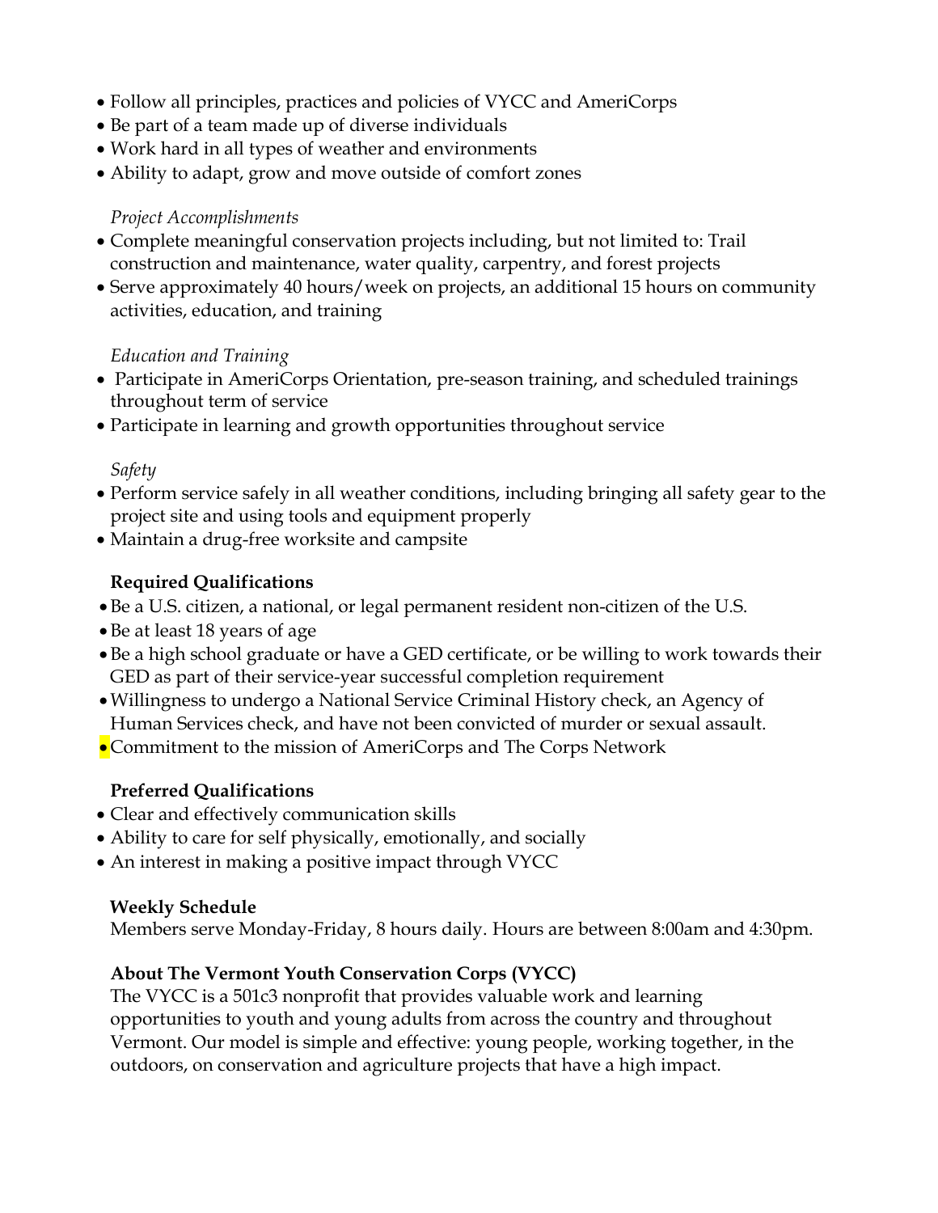- Follow all principles, practices and policies of VYCC and AmeriCorps
- Be part of a team made up of diverse individuals
- Work hard in all types of weather and environments
- Ability to adapt, grow and move outside of comfort zones

*Project Accomplishments*

- Complete meaningful conservation projects including, but not limited to: Trail construction and maintenance, water quality, carpentry, and forest projects
- Serve approximately 40 hours/week on projects, an additional 15 hours on community activities, education, and training

*Education and Training*

- Participate in AmeriCorps Orientation, pre-season training, and scheduled trainings throughout term of service
- Participate in learning and growth opportunities throughout service

*Safety*

- Perform service safely in all weather conditions, including bringing all safety gear to the project site and using tools and equipment properly
- Maintain a drug-free worksite and campsite

**Required Qualifications**

- Be a U.S. citizen, a national, or legal permanent resident non-citizen of the U.S.
- Be at least 18 years of age
- Be a high school graduate or have a GED certificate, or be willing to work towards their GED as part of their service-year successful completion requirement
- Willingness to undergo a National Service Criminal History check, an Agency of Human Services check, and have not been convicted of murder or sexual assault.
- Commitment to the mission of AmeriCorps and The Corps Network

**Preferred Qualifications**

- Clear and effectively communication skills
- Ability to care for self physically, emotionally, and socially
- An interest in making a positive impact through VYCC

**Weekly Schedule**

Members serve Monday-Friday, 8 hours daily. Hours are between 8:00am and 4:30pm.

**About The Vermont Youth Conservation Corps (VYCC)**

The VYCC is a 501c3 nonprofit that provides valuable work and learning opportunities to youth and young adults from across the country and throughout Vermont. Our model is simple and effective: young people, working together, in the outdoors, on conservation and agriculture projects that have a high impact.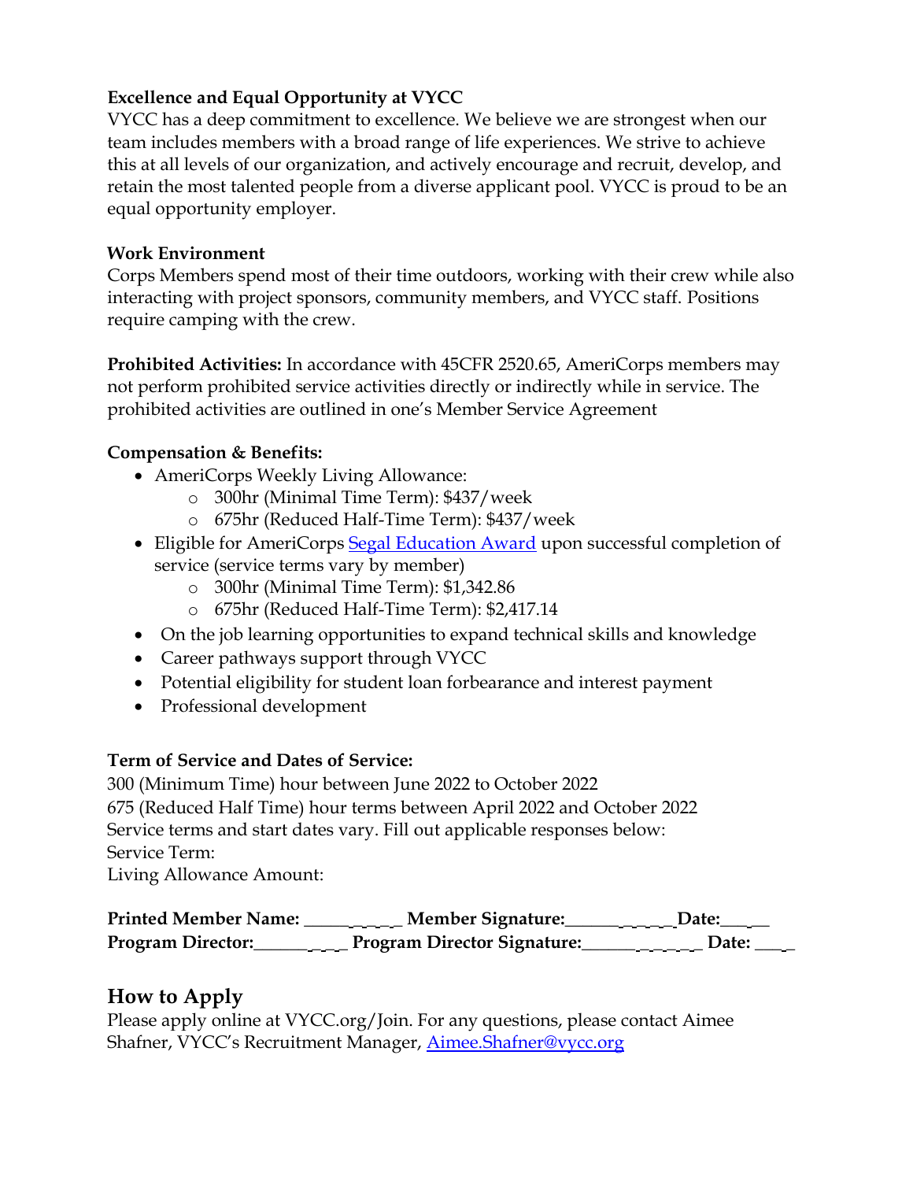**Excellence and Equal Opportunity at VYCC**
VYCC has a deep commitment to excellence. We believe we are strongest when our team includes members with a broad range of life experiences. We strive to achieve this at all levels of our organization, and actively encourage and recruit, develop, and retain the most talented people from a diverse applicant pool. VYCC is proud to be an equal opportunity employer.

**Work Environment**
Corps Members spend most of their time outdoors, working with their crew while also interacting with project sponsors, community members, and VYCC staff. Positions require camping with the crew.

**Prohibited Activities:** In accordance with 45CFR 2520.65, AmeriCorps members may not perform prohibited service activities directly or indirectly while in service. The prohibited activities are outlined in one's Member Service Agreement

**Compensation & Benefits:**

- AmeriCorps Weekly Living Allowance:
  - 300hr (Minimal Time Term): $437/week
  - 675hr (Reduced Half-Time Term): $437/week
- Eligible for AmeriCorps Segal Education Award upon successful completion of service (service terms vary by member)
  - 300hr (Minimal Time Term): $1,342.86
  - 675hr (Reduced Half-Time Term): $2,417.14
- On the job learning opportunities to expand technical skills and knowledge
- Career pathways support through VYCC
- Potential eligibility for student loan forbearance and interest payment
- Professional development

**Term of Service and Dates of Service:**
300 (Minimum Time) hour between June 2022 to October 2022
675 (Reduced Half Time) hour terms between April 2022 and October 2022
Service terms and start dates vary. Fill out applicable responses below:
Service Term:
Living Allowance Amount:

**Printed Member Name:** ____________ **Member Signature:**____________**Date:**______
**Program Director:**__________ **Program Director Signature:**____________ **Date:** ____

## How to Apply

Please apply online at VYCC.org/Join. For any questions, please contact Aimee Shafner, VYCC's Recruitment Manager, Aimee.Shafner@vycc.org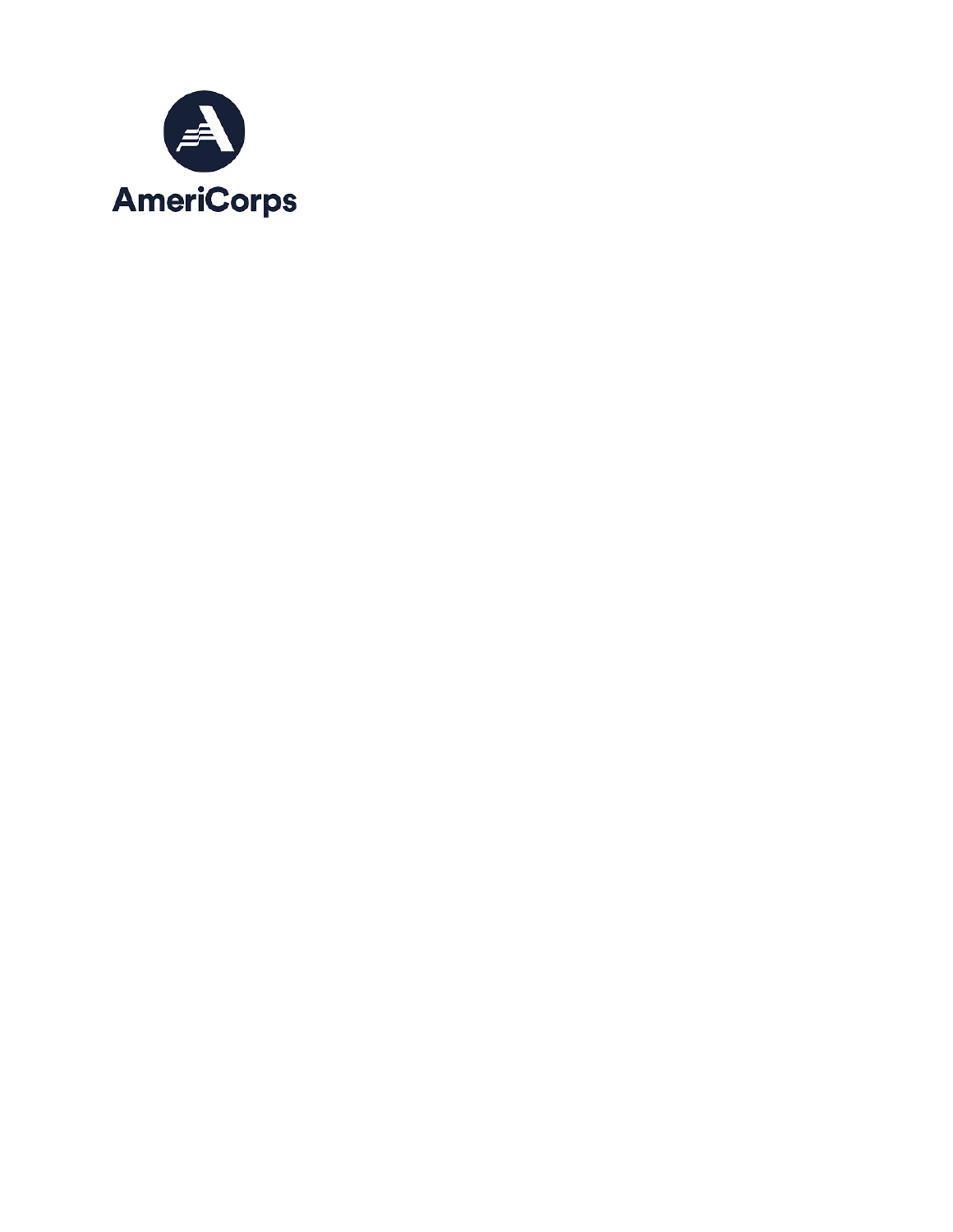AmeriCorps